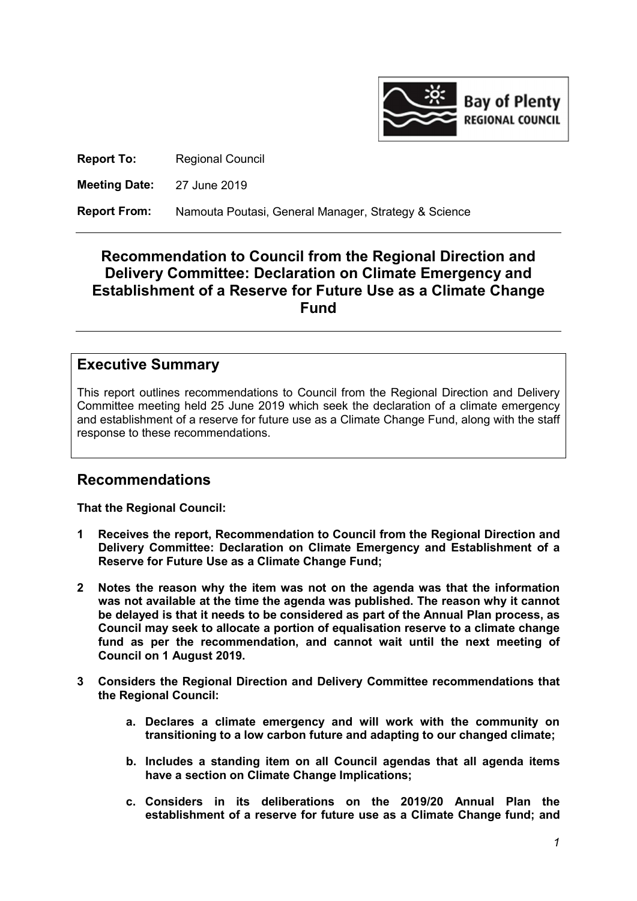Bay of Plenty REGIONAL COUNCIL

**Report To:** Regional Council

**Meeting Date:** 27 June 2019

**Report From:** Namouta Poutasi, General Manager, Strategy & Science

# Recommendation to Council from the Regional Direction and Delivery Committee: Declaration on Climate Emergency and Establishment of a Reserve for Future Use as a Climate Change Fund

## Executive Summary

This report outlines recommendations to Council from the Regional Direction and Delivery Committee meeting held 25 June 2019 which seek the declaration of a climate emergency and establishment of a reserve for future use as a Climate Change Fund, along with the staff response to these recommendations.

## Recommendations

**That the Regional Council:**

**1 Receives the report, Recommendation to Council from the Regional Direction and Delivery Committee: Declaration on Climate Emergency and Establishment of a Reserve for Future Use as a Climate Change Fund;**

**2 Notes the reason why the item was not on the agenda was that the information was not available at the time the agenda was published. The reason why it cannot be delayed is that it needs to be considered as part of the Annual Plan process, as Council may seek to allocate a portion of equalisation reserve to a climate change fund as per the recommendation, and cannot wait until the next meeting of Council on 1 August 2019.**

**3 Considers the Regional Direction and Delivery Committee recommendations that the Regional Council:**

- **a. Declares a climate emergency and will work with the community on transitioning to a low carbon future and adapting to our changed climate;**
- **b. Includes a standing item on all Council agendas that all agenda items have a section on Climate Change Implications;**
- **c. Considers in its deliberations on the 2019/20 Annual Plan the establishment of a reserve for future use as a Climate Change fund; and**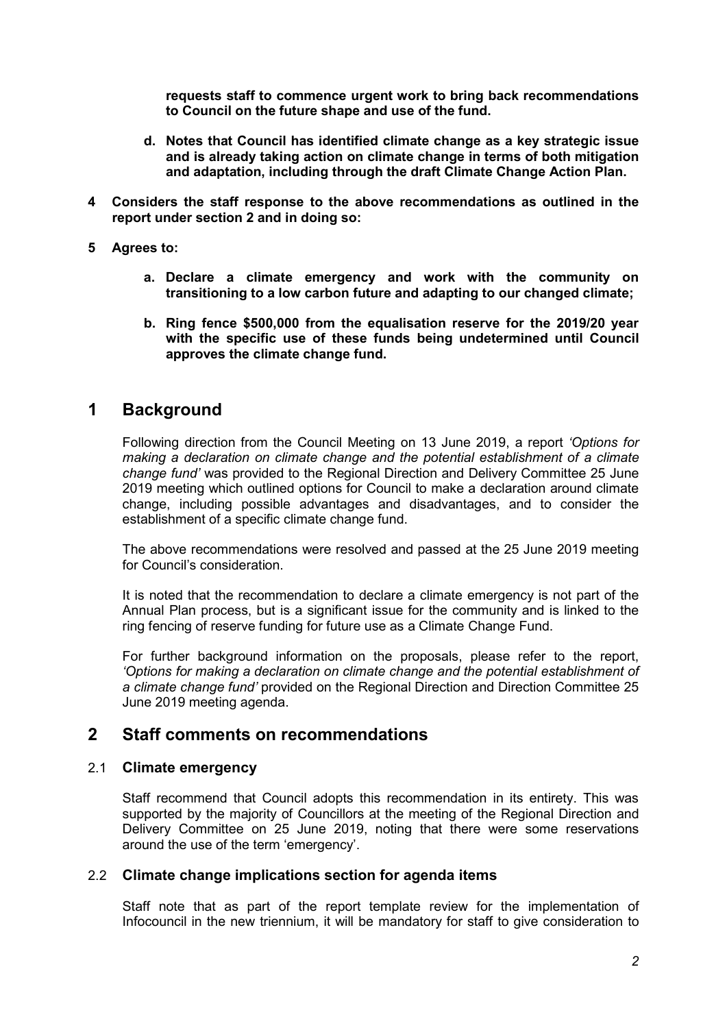**requests staff to commence urgent work to bring back recommendations to Council on the future shape and use of the fund.**

**d. Notes that Council has identified climate change as a key strategic issue and is already taking action on climate change in terms of both mitigation and adaptation, including through the draft Climate Change Action Plan.**

**4 Considers the staff response to the above recommendations as outlined in the report under section 2 and in doing so:**

**5 Agrees to:**

**a. Declare a climate emergency and work with the community on transitioning to a low carbon future and adapting to our changed climate;**

**b. Ring fence $500,000 from the equalisation reserve for the 2019/20 year with the specific use of these funds being undetermined until Council approves the climate change fund.**

# 1 Background

Following direction from the Council Meeting on 13 June 2019, a report *'Options for making a declaration on climate change and the potential establishment of a climate change fund'* was provided to the Regional Direction and Delivery Committee 25 June 2019 meeting which outlined options for Council to make a declaration around climate change, including possible advantages and disadvantages, and to consider the establishment of a specific climate change fund.

The above recommendations were resolved and passed at the 25 June 2019 meeting for Council's consideration.

It is noted that the recommendation to declare a climate emergency is not part of the Annual Plan process, but is a significant issue for the community and is linked to the ring fencing of reserve funding for future use as a Climate Change Fund.

For further background information on the proposals, please refer to the report, *'Options for making a declaration on climate change and the potential establishment of a climate change fund'* provided on the Regional Direction and Direction Committee 25 June 2019 meeting agenda.

# 2 Staff comments on recommendations

## 2.1 Climate emergency

Staff recommend that Council adopts this recommendation in its entirety. This was supported by the majority of Councillors at the meeting of the Regional Direction and Delivery Committee on 25 June 2019, noting that there were some reservations around the use of the term 'emergency'.

## 2.2 Climate change implications section for agenda items

Staff note that as part of the report template review for the implementation of Infocouncil in the new triennium, it will be mandatory for staff to give consideration to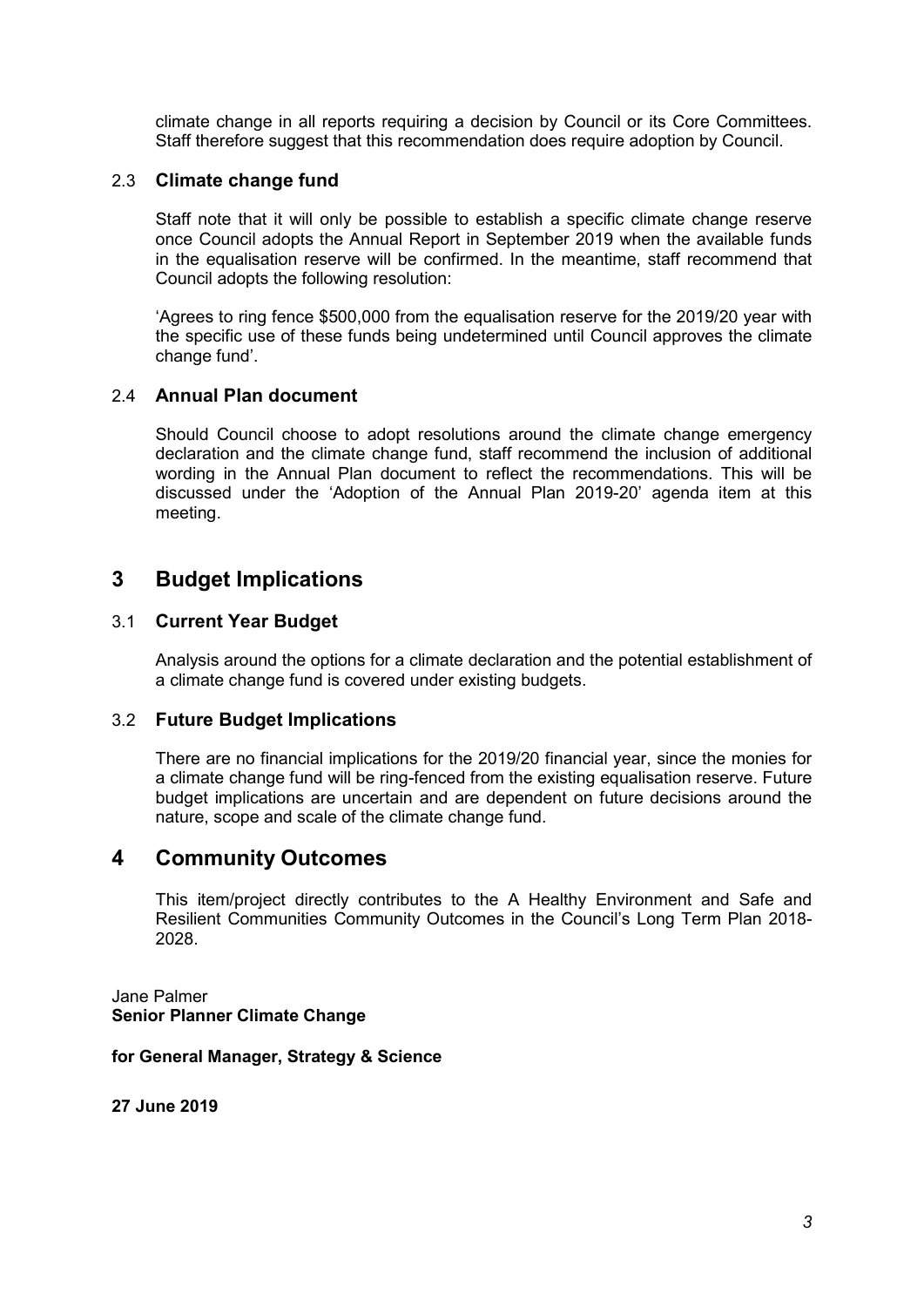climate change in all reports requiring a decision by Council or its Core Committees. Staff therefore suggest that this recommendation does require adoption by Council.

### 2.3 Climate change fund

Staff note that it will only be possible to establish a specific climate change reserve once Council adopts the Annual Report in September 2019 when the available funds in the equalisation reserve will be confirmed. In the meantime, staff recommend that Council adopts the following resolution:

'Agrees to ring fence $500,000 from the equalisation reserve for the 2019/20 year with the specific use of these funds being undetermined until Council approves the climate change fund'.

### 2.4 Annual Plan document

Should Council choose to adopt resolutions around the climate change emergency declaration and the climate change fund, staff recommend the inclusion of additional wording in the Annual Plan document to reflect the recommendations. This will be discussed under the 'Adoption of the Annual Plan 2019-20' agenda item at this meeting.

## 3 Budget Implications

### 3.1 Current Year Budget

Analysis around the options for a climate declaration and the potential establishment of a climate change fund is covered under existing budgets.

### 3.2 Future Budget Implications

There are no financial implications for the 2019/20 financial year, since the monies for a climate change fund will be ring-fenced from the existing equalisation reserve. Future budget implications are uncertain and are dependent on future decisions around the nature, scope and scale of the climate change fund.

## 4 Community Outcomes

This item/project directly contributes to the A Healthy Environment and Safe and Resilient Communities Community Outcomes in the Council's Long Term Plan 2018-2028.

Jane Palmer
**Senior Planner Climate Change**

**for General Manager, Strategy & Science**

**27 June 2019**